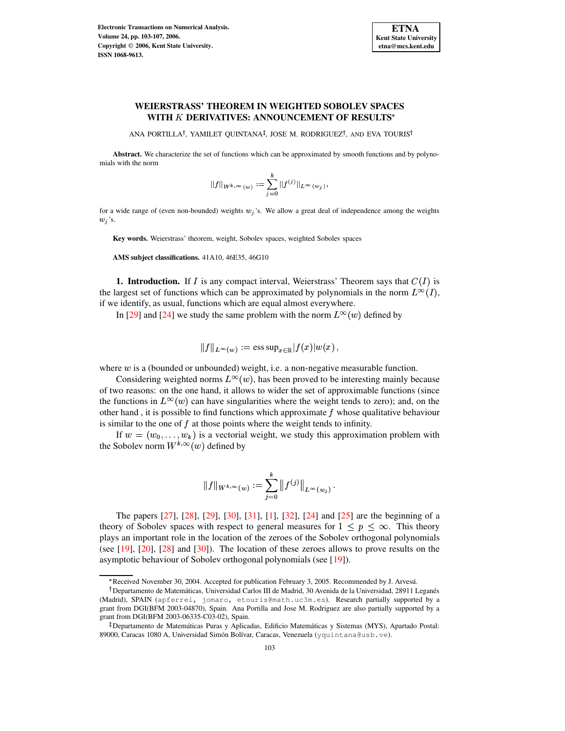# WEIERSTRASS' THEOREM IN WEIGHTED SOBOLEV SPACES WITH $K$ DERIVATIVES: ANNOUNCEMENT OF RESULTS*

ANA PORTILLA†, YAMILET QUINTANA‡, JOSE M. RODRIGUEZ†, AND EVA TOURIS†

**Abstract.** We characterize the set of functions which can be approximated by smooth functions and by polynomials with the norm

$$\|f\|_{W^{k,\infty}(w)} := \sum_{j=0}^{k} \|f^{(j)}\|_{L^\infty(w_j)},$$

for a wide range of (even non-bounded) weights $w_j$'s. We allow a great deal of independence among the weights $w_j$'s.

**Key words.** Weierstrass' theorem, weight, Sobolev spaces, weighted Sobolev spaces

**AMS subject classifications.** 41A10, 46E35, 46G10

**1. Introduction.** If $I$ is any compact interval, Weierstrass' Theorem says that $C(I)$ is the largest set of functions which can be approximated by polynomials in the norm $L^\infty(I)$, if we identify, as usual, functions which are equal almost everywhere.

In [29] and [24] we study the same problem with the norm $L^\infty(w)$ defined by

$$\|f\|_{L^\infty(w)} := \text{ess sup}_{x\in\mathbb{R}} |f(x)|w(x),$$

where $w$ is a (bounded or unbounded) weight, i.e. a non-negative measurable function.

Considering weighted norms $L^\infty(w)$, has been proved to be interesting mainly because of two reasons: on the one hand, it allows to wider the set of approximable functions (since the functions in $L^\infty(w)$ can have singularities where the weight tends to zero); and, on the other hand , it is possible to find functions which approximate $f$ whose qualitative behaviour is similar to the one of $f$ at those points where the weight tends to infinity.

If $w = (w_0, \dots, w_k)$ is a vectorial weight, we study this approximation problem with the Sobolev norm $W^{k,\infty}(w)$ defined by

$$\|f\|_{W^{k,\infty}(w)} := \sum_{j=0}^{k} \left\|f^{(j)}\right\|_{L^\infty(w_j)}.$$

The papers [27], [28], [29], [30], [31], [1], [32], [24] and [25] are the beginning of a theory of Sobolev spaces with respect to general measures for $1 \le p \le \infty$. This theory plays an important role in the location of the zeroes of the Sobolev orthogonal polynomials (see [19], [20], [28] and [30]). The location of these zeroes allows to prove results on the asymptotic behaviour of Sobolev orthogonal polynomials (see [19]).

---

*Received November 30, 2004. Accepted for publication February 3, 2005. Recommended by J. Arvesú.

†Departamento de Matemáticas, Universidad Carlos III de Madrid, 30 Avenida de la Universidad, 28911 Leganés (Madrid), SPAIN (apferrei, jomaro, etouris@math.uc3m.es). Research partially supported by a grant from DGI(BFM 2003-04870), Spain. Ana Portilla and Jose M. Rodriguez are also partially supported by a grant from DGI(BFM 2003-06335-C03-02), Spain.

‡Departamento de Matemáticas Puras y Aplicadas, Edificio Matemáticas y Sistemas (MYS), Apartado Postal: 89000, Caracas 1080 A, Universidad Simón Bolívar, Caracas, Venezuela (yquintana@usb.ve).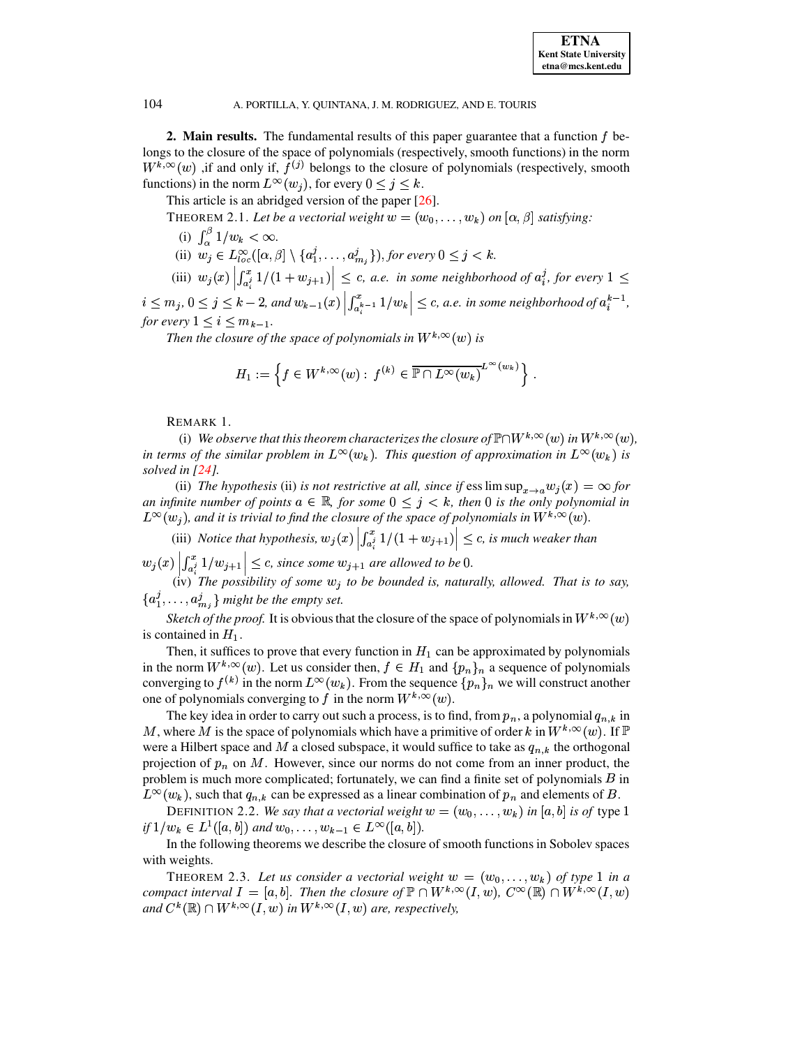**2. Main results.** The fundamental results of this paper guarantee that a function $f$ belongs to the closure of the space of polynomials (respectively, smooth functions) in the norm $W^{k,\infty}(w)$ ,if and only if, $f^{(j)}$ belongs to the closure of polynomials (respectively, smooth functions) in the norm $L^{\infty}(w_j)$, for every $0 \le j \le k$.

This article is an abridged version of the paper [26].

THEOREM 2.1. *Let be a vectorial weight $w = (w_0, \dots, w_k)$ on $[\alpha, \beta]$ satisfying:*

(i) $\int_{\alpha}^{\beta} 1/w_k < \infty$.

(ii) $w_j \in L^{\infty}_{loc}([\alpha, \beta] \setminus \{a_1^j, \dots, a_{m_j}^j\})$, *for every* $0 \le j < k$.

(iii) $w_j(x) \left| \int_{a_i^j}^{x} 1/(1 + w_{j+1}) \right| \le c$, *a.e. in some neighborhood of* $a_i^j$, *for every* $1 \le i \le m_j$, $0 \le j \le k-2$, *and* $w_{k-1}(x) \left| \int_{a_i^{k-1}}^{x} 1/w_k \right| \le c$, *a.e. in some neighborhood of* $a_i^{k-1}$, *for every* $1 \le i \le m_{k-1}$.

*Then the closure of the space of polynomials in $W^{k,\infty}(w)$ is*

$$H_1 := \left\{ f \in W^{k,\infty}(w) : \ f^{(k)} \in \overline{\mathbb{P} \cap L^{\infty}(w_k)}^{L^{\infty}(w_k)} \right\}.$$

REMARK 1.

(i) *We observe that this theorem characterizes the closure of $\mathbb{P} \cap W^{k,\infty}(w)$ in $W^{k,\infty}(w)$, in terms of the similar problem in $L^{\infty}(w_k)$. This question of approximation in $L^{\infty}(w_k)$ is solved in [24].*

(ii) *The hypothesis* (ii) *is not restrictive at all, since if* $\operatorname{ess\,lim\,sup}_{x \to a} w_j(x) = \infty$ *for an infinite number of points $a \in \mathbb{R}$, for some $0 \le j < k$, then 0 is the only polynomial in $L^{\infty}(w_j)$, and it is trivial to find the closure of the space of polynomials in $W^{k,\infty}(w)$.*

(iii) *Notice that hypothesis,* $w_j(x) \left| \int_{a_i^j}^{x} 1/(1 + w_{j+1}) \right| \le c$, *is much weaker than* $w_j(x) \left| \int_{a_i^j}^{x} 1/w_{j+1} \right| \le c$, *since some $w_{j+1}$ are allowed to be 0.*

(iv) *The possibility of some $w_j$ to be bounded is, naturally, allowed. That is to say, $\{a_1^j, \dots, a_{m_j}^j\}$ might be the empty set.*

*Sketch of the proof.* It is obvious that the closure of the space of polynomials in $W^{k,\infty}(w)$ is contained in $H_1$.

Then, it suffices to prove that every function in $H_1$ can be approximated by polynomials in the norm $W^{k,\infty}(w)$. Let us consider then, $f \in H_1$ and $\{p_n\}_n$ a sequence of polynomials converging to $f^{(k)}$ in the norm $L^{\infty}(w_k)$. From the sequence $\{p_n\}_n$ we will construct another one of polynomials converging to $f$ in the norm $W^{k,\infty}(w)$.

The key idea in order to carry out such a process, is to find, from $p_n$, a polynomial $q_{n,k}$ in $M$, where $M$ is the space of polynomials which have a primitive of order $k$ in $W^{k,\infty}(w)$. If $\mathbb{P}$ were a Hilbert space and $M$ a closed subspace, it would suffice to take as $q_{n,k}$ the orthogonal projection of $p_n$ on $M$. However, since our norms do not come from an inner product, the problem is much more complicated; fortunately, we can find a finite set of polynomials $B$ in $L^{\infty}(w_k)$, such that $q_{n,k}$ can be expressed as a linear combination of $p_n$ and elements of $B$.

DEFINITION 2.2. *We say that a vectorial weight $w = (w_0, \dots, w_k)$ in $[a, b]$ is of* type 1 *if $1/w_k \in L^1([a, b])$ and $w_0, \dots, w_{k-1} \in L^{\infty}([a, b])$.*

In the following theorems we describe the closure of smooth functions in Sobolev spaces with weights.

THEOREM 2.3. *Let us consider a vectorial weight $w = (w_0, \dots, w_k)$ of type 1 in a compact interval $I = [a, b]$. Then the closure of $\mathbb{P} \cap W^{k,\infty}(I, w)$, $C^{\infty}(\mathbb{R}) \cap W^{k,\infty}(I, w)$ and $C^k(\mathbb{R}) \cap W^{k,\infty}(I, w)$ in $W^{k,\infty}(I, w)$ are, respectively,*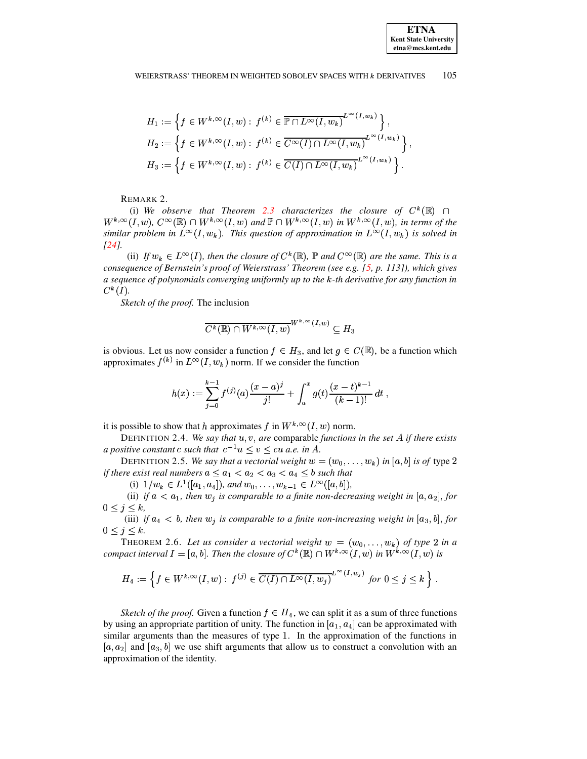$$H_1 := \left\{ f \in W^{k,\infty}(I,w) : \, f^{(k)} \in \overline{\mathbb{P} \cap L^\infty(I,w_k)}^{L^\infty(I,w_k)} \right\},$$

$$H_2 := \left\{ f \in W^{k,\infty}(I,w) : \, f^{(k)} \in \overline{C^\infty(I) \cap L^\infty(I,w_k)}^{L^\infty(I,w_k)} \right\},$$

$$H_3 := \left\{ f \in W^{k,\infty}(I,w) : \, f^{(k)} \in \overline{C(I) \cap L^\infty(I,w_k)}^{L^\infty(I,w_k)} \right\}.$$

REMARK 2.

(i) *We observe that Theorem 2.3 characterizes the closure of $C^k(\mathbb{R}) \cap W^{k,\infty}(I,w)$, $C^\infty(\mathbb{R}) \cap W^{k,\infty}(I,w)$ and $\mathbb{P} \cap W^{k,\infty}(I,w)$ in $W^{k,\infty}(I,w)$, in terms of the similar problem in $L^\infty(I,w_k)$. This question of approximation in $L^\infty(I,w_k)$ is solved in [24].*

(ii) *If $w_k \in L^\infty(I)$, then the closure of $C^k(\mathbb{R})$, $\mathbb{P}$ and $C^\infty(\mathbb{R})$ are the same. This is a consequence of Bernstein's proof of Weierstrass' Theorem (see e.g. [5, p. 113]), which gives a sequence of polynomials converging uniformly up to the $k$-th derivative for any function in $C^k(I)$.*

*Sketch of the proof.* The inclusion

$$\overline{C^k(\mathbb{R}) \cap W^{k,\infty}(I,w)}^{W^{k,\infty}(I,w)} \subseteq H_3$$

is obvious. Let us now consider a function $f \in H_3$, and let $g \in C(\mathbb{R})$, be a function which approximates $f^{(k)}$ in $L^\infty(I,w_k)$ norm. If we consider the function

$$h(x) := \sum_{j=0}^{k-1} f^{(j)}(a) \frac{(x-a)^j}{j!} + \int_a^x g(t) \frac{(x-t)^{k-1}}{(k-1)!} \, dt \, ,$$

it is possible to show that $h$ approximates $f$ in $W^{k,\infty}(I,w)$ norm.

DEFINITION 2.4. *We say that $u, v$, are* comparable *functions in the set $A$ if there exists a positive constant $c$ such that $c^{-1}u \le v \le cu$ a.e. in $A$.*

DEFINITION 2.5. *We say that a vectorial weight $w = (w_0, \dots, w_k)$ in $[a,b]$ is of* type 2 *if there exist real numbers $a \le a_1 < a_2 < a_3 < a_4 \le b$ such that*

(i) *$1/w_k \in L^1([a_1, a_4])$, and $w_0, \dots, w_{k-1} \in L^\infty([a,b])$,*

(ii) *if $a < a_1$, then $w_j$ is comparable to a finite non-decreasing weight in $[a, a_2]$, for $0 \le j \le k$,*

(iii) *if $a_4 < b$, then $w_j$ is comparable to a finite non-increasing weight in $[a_3, b]$, for $0 \le j \le k$.*

THEOREM 2.6. *Let us consider a vectorial weight $w = (w_0, \dots, w_k)$ of type 2 in a compact interval $I = [a,b]$. Then the closure of $C^k(\mathbb{R}) \cap W^{k,\infty}(I,w)$ in $W^{k,\infty}(I,w)$ is*

$$H_4 := \left\{ f \in W^{k,\infty}(I,w) : \, f^{(j)} \in \overline{C(I) \cap L^\infty(I,w_j)}^{L^\infty(I,w_j)} \text{ for } 0 \le j \le k \right\}.$$

*Sketch of the proof.* Given a function $f \in H_4$, we can split it as a sum of three functions by using an appropriate partition of unity. The function in $[a_1, a_4]$ can be approximated with similar arguments than the measures of type 1. In the approximation of the functions in $[a, a_2]$ and $[a_3, b]$ we use shift arguments that allow us to construct a convolution with an approximation of the identity.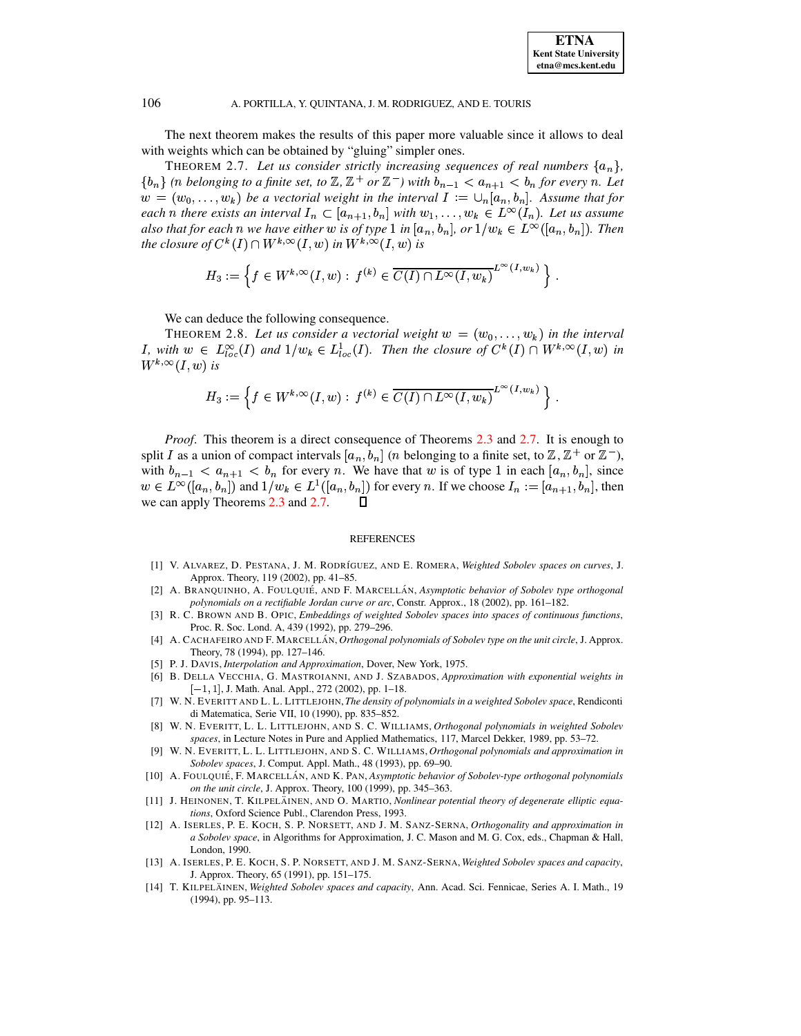The next theorem makes the results of this paper more valuable since it allows to deal with weights which can be obtained by "gluing" simpler ones.

THEOREM 2.7. *Let us consider strictly increasing sequences of real numbers* $\{a_n\}$, $\{b_n\}$ *(n belonging to a finite set, to* $\mathbb{Z}, \mathbb{Z}^+$ *or* $\mathbb{Z}^-$*) with* $b_{n-1} < a_{n+1} < b_n$ *for every n. Let* $w = (w_0, \dots, w_k)$ *be a vectorial weight in the interval* $I := \cup_n [a_n, b_n]$. *Assume that for each n there exists an interval* $I_n \subset [a_{n+1}, b_n]$ *with* $w_1, \dots, w_k \in L^\infty(I_n)$. *Let us assume also that for each n we have either w is of type 1 in* $[a_n, b_n]$, *or* $1/w_k \in L^\infty([a_n, b_n])$. *Then the closure of* $C^k(I) \cap W^{k,\infty}(I, w)$ *in* $W^{k,\infty}(I, w)$ *is*

$$H_3 := \left\{ f \in W^{k,\infty}(I, w) : \; f^{(k)} \in \overline{C(I) \cap L^\infty(I, w_k)}^{L^\infty(I, w_k)} \right\} .$$

We can deduce the following consequence.

THEOREM 2.8. *Let us consider a vectorial weight* $w = (w_0, \dots, w_k)$ *in the interval I, with* $w \in L^\infty_{loc}(I)$ *and* $1/w_k \in L^1_{loc}(I)$. *Then the closure of* $C^k(I) \cap W^{k,\infty}(I, w)$ *in* $W^{k,\infty}(I, w)$ *is*

$$H_3 := \left\{ f \in W^{k,\infty}(I, w) : \; f^{(k)} \in \overline{C(I) \cap L^\infty(I, w_k)}^{L^\infty(I, w_k)} \right\} .$$

*Proof*. This theorem is a direct consequence of Theorems 2.3 and 2.7. It is enough to split $I$ as a union of compact intervals $[a_n, b_n]$ ($n$ belonging to a finite set, to $\mathbb{Z}, \mathbb{Z}^+$ or $\mathbb{Z}^-$), with $b_{n-1} < a_{n+1} < b_n$ for every $n$. We have that $w$ is of type 1 in each $[a_n, b_n]$, since $w \in L^\infty([a_n, b_n])$ and $1/w_k \in L^1([a_n, b_n])$ for every $n$. If we choose $I_n := [a_{n+1}, b_n]$, then we can apply Theorems 2.3 and 2.7. ∎

## REFERENCES

[1] V. ALVAREZ, D. PESTANA, J. M. RODRÍGUEZ, AND E. ROMERA, *Weighted Sobolev spaces on curves*, J. Approx. Theory, 119 (2002), pp. 41–85.

[2] A. BRANQUINHO, A. FOULQUIÉ, AND F. MARCELLÁN, *Asymptotic behavior of Sobolev type orthogonal polynomials on a rectifiable Jordan curve or arc*, Constr. Approx., 18 (2002), pp. 161–182.

[3] R. C. BROWN AND B. OPIC, *Embeddings of weighted Sobolev spaces into spaces of continuous functions*, Proc. R. Soc. Lond. A, 439 (1992), pp. 279–296.

[4] A. CACHAFEIRO AND F. MARCELLÁN, *Orthogonal polynomials of Sobolev type on the unit circle*, J. Approx. Theory, 78 (1994), pp. 127–146.

[5] P. J. DAVIS, *Interpolation and Approximation*, Dover, New York, 1975.

[6] B. DELLA VECCHIA, G. MASTROIANNI, AND J. SZABADOS, *Approximation with exponential weights in* $[-1, 1]$, J. Math. Anal. Appl., 272 (2002), pp. 1–18.

[7] W. N. EVERITT AND L. L. LITTLEJOHN, *The density of polynomials in a weighted Sobolev space*, Rendiconti di Matematica, Serie VII, 10 (1990), pp. 835–852.

[8] W. N. EVERITT, L. L. LITTLEJOHN, AND S. C. WILLIAMS, *Orthogonal polynomials in weighted Sobolev spaces*, in Lecture Notes in Pure and Applied Mathematics, 117, Marcel Dekker, 1989, pp. 53–72.

[9] W. N. EVERITT, L. L. LITTLEJOHN, AND S. C. WILLIAMS, *Orthogonal polynomials and approximation in Sobolev spaces*, J. Comput. Appl. Math., 48 (1993), pp. 69–90.

[10] A. FOULQUIÉ, F. MARCELLÁN, AND K. PAN, *Asymptotic behavior of Sobolev-type orthogonal polynomials on the unit circle*, J. Approx. Theory, 100 (1999), pp. 345–363.

[11] J. HEINONEN, T. KILPELÄINEN, AND O. MARTIO, *Nonlinear potential theory of degenerate elliptic equations*, Oxford Science Publ., Clarendon Press, 1993.

[12] A. ISERLES, P. E. KOCH, S. P. NORSETT, AND J. M. SANZ-SERNA, *Orthogonality and approximation in a Sobolev space*, in Algorithms for Approximation, J. C. Mason and M. G. Cox, eds., Chapman & Hall, London, 1990.

[13] A. ISERLES, P. E. KOCH, S. P. NORSETT, AND J. M. SANZ-SERNA, *Weighted Sobolev spaces and capacity*, J. Approx. Theory, 65 (1991), pp. 151–175.

[14] T. KILPELÄINEN, *Weighted Sobolev spaces and capacity*, Ann. Acad. Sci. Fennicae, Series A. I. Math., 19 (1994), pp. 95–113.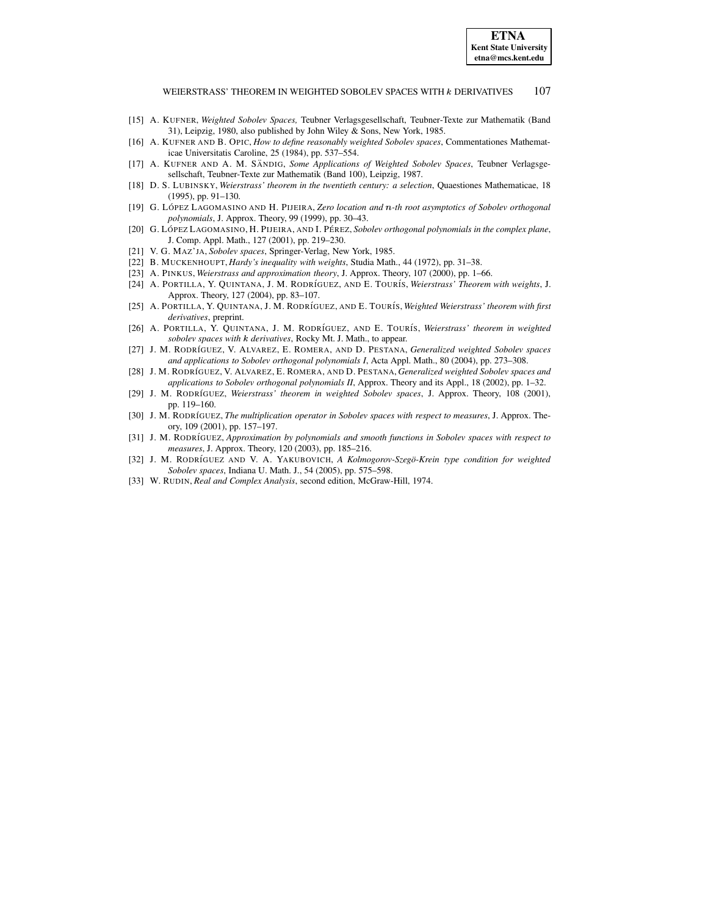[15] A. Kufner, *Weighted Sobolev Spaces*, Teubner Verlagsgesellschaft, Teubner-Texte zur Mathematik (Band 31), Leipzig, 1980, also published by John Wiley & Sons, New York, 1985.

[16] A. Kufner and B. Opic, *How to define reasonably weighted Sobolev spaces*, Commentationes Mathematicae Universitatis Caroline, 25 (1984), pp. 537–554.

[17] A. Kufner and A. M. Sändig, *Some Applications of Weighted Sobolev Spaces*, Teubner Verlagsgesellschaft, Teubner-Texte zur Mathematik (Band 100), Leipzig, 1987.

[18] D. S. Lubinsky, *Weierstrass' theorem in the twentieth century: a selection*, Quaestiones Mathematicae, 18 (1995), pp. 91–130.

[19] G. López Lagomasino and H. Pijeira, *Zero location and $n$-th root asymptotics of Sobolev orthogonal polynomials*, J. Approx. Theory, 99 (1999), pp. 30–43.

[20] G. López Lagomasino, H. Pijeira, and I. Pérez, *Sobolev orthogonal polynomials in the complex plane*, J. Comp. Appl. Math., 127 (2001), pp. 219–230.

[21] V. G. Maz'ja, *Sobolev spaces*, Springer-Verlag, New York, 1985.

[22] B. Muckenhoupt, *Hardy's inequality with weights*, Studia Math., 44 (1972), pp. 31–38.

[23] A. Pinkus, *Weierstrass and approximation theory*, J. Approx. Theory, 107 (2000), pp. 1–66.

[24] A. Portilla, Y. Quintana, J. M. Rodríguez, and E. Tourís, *Weierstrass' Theorem with weights*, J. Approx. Theory, 127 (2004), pp. 83–107.

[25] A. Portilla, Y. Quintana, J. M. Rodríguez, and E. Tourís, *Weighted Weierstrass' theorem with first derivatives*, preprint.

[26] A. Portilla, Y. Quintana, J. M. Rodríguez, and E. Tourís, *Weierstrass' theorem in weighted sobolev spaces with $k$ derivatives*, Rocky Mt. J. Math., to appear.

[27] J. M. Rodríguez, V. Alvarez, E. Romera, and D. Pestana, *Generalized weighted Sobolev spaces and applications to Sobolev orthogonal polynomials I*, Acta Appl. Math., 80 (2004), pp. 273–308.

[28] J. M. Rodríguez, V. Alvarez, E. Romera, and D. Pestana, *Generalized weighted Sobolev spaces and applications to Sobolev orthogonal polynomials II*, Approx. Theory and its Appl., 18 (2002), pp. 1–32.

[29] J. M. Rodríguez, *Weierstrass' theorem in weighted Sobolev spaces*, J. Approx. Theory, 108 (2001), pp. 119–160.

[30] J. M. Rodríguez, *The multiplication operator in Sobolev spaces with respect to measures*, J. Approx. Theory, 109 (2001), pp. 157–197.

[31] J. M. Rodríguez, *Approximation by polynomials and smooth functions in Sobolev spaces with respect to measures*, J. Approx. Theory, 120 (2003), pp. 185–216.

[32] J. M. Rodríguez and V. A. Yakubovich, *A Kolmogorov-Szegö-Krein type condition for weighted Sobolev spaces*, Indiana U. Math. J., 54 (2005), pp. 575–598.

[33] W. Rudin, *Real and Complex Analysis*, second edition, McGraw-Hill, 1974.